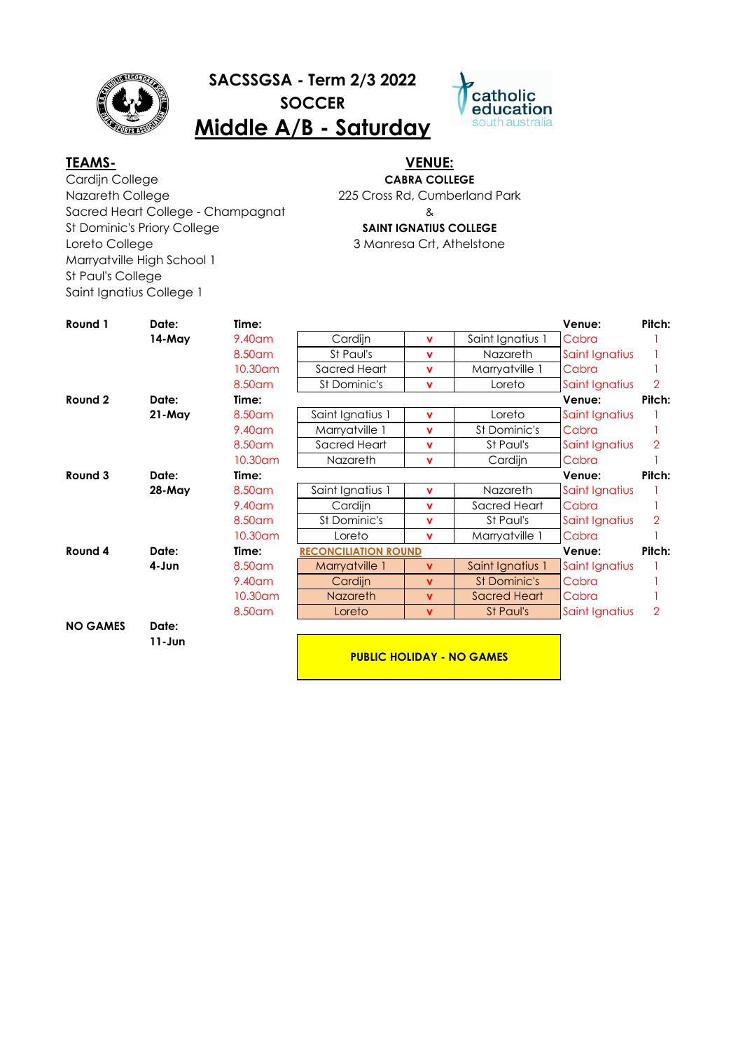# SACSSGSA - Term 2/3 2022

## SOCCER

## Middle A/B - Saturday

**TEAMS-**

Cardijn College
Nazareth College
Sacred Heart College - Champagnat
St Dominic's Priory College
Loreto College
Marryatville High School 1
St Paul's College
Saint Ignatius College 1

**VENUE:**

**CABRA COLLEGE**
225 Cross Rd, Cumberland Park
&
**SAINT IGNATIUS COLLEGE**
3 Manresa Crt, Athelstone

| Round | Date | Time | Team | v | Team | Venue | Pitch |
|---|---|---|---|---|---|---|---|
| **Round 1** | **Date:** | **Time:** | | | | **Venue:** | **Pitch:** |
| | **14-May** | 9.40am | Cardijn | v | Saint Ignatius 1 | Cabra | 1 |
| | | 8.50am | St Paul's | v | Nazareth | Saint Ignatius | 1 |
| | | 10.30am | Sacred Heart | v | Marryatville 1 | Cabra | 1 |
| | | 8.50am | St Dominic's | v | Loreto | Saint Ignatius | 2 |
| **Round 2** | **Date:** | **Time:** | | | | **Venue:** | **Pitch:** |
| | **21-May** | 8.50am | Saint Ignatius 1 | v | Loreto | Saint Ignatius | 1 |
| | | 9.40am | Marryatville 1 | v | St Dominic's | Cabra | 1 |
| | | 8.50am | Sacred Heart | v | St Paul's | Saint Ignatius | 2 |
| | | 10.30am | Nazareth | v | Cardijn | Cabra | 1 |
| **Round 3** | **Date:** | **Time:** | | | | **Venue:** | **Pitch:** |
| | **28-May** | 8.50am | Saint Ignatius 1 | v | Nazareth | Saint Ignatius | 1 |
| | | 9.40am | Cardijn | v | Sacred Heart | Cabra | 1 |
| | | 8.50am | St Dominic's | v | St Paul's | Saint Ignatius | 2 |
| | | 10.30am | Loreto | v | Marryatville 1 | Cabra | 1 |
| **Round 4** | **Date:** | **Time:** | **RECONCILIATION ROUND** | | | **Venue:** | **Pitch:** |
| | **4-Jun** | 8.50am | Marryatville 1 | v | Saint Ignatius 1 | Saint Ignatius | 1 |
| | | 9.40am | Cardijn | v | St Dominic's | Cabra | 1 |
| | | 10.30am | Nazareth | v | Sacred Heart | Cabra | 1 |
| | | 8.50am | Loreto | v | St Paul's | Saint Ignatius | 2 |
| **NO GAMES** | **Date:** | | | | | | |
| | **11-Jun** | | **PUBLIC HOLIDAY - NO GAMES** | | | | |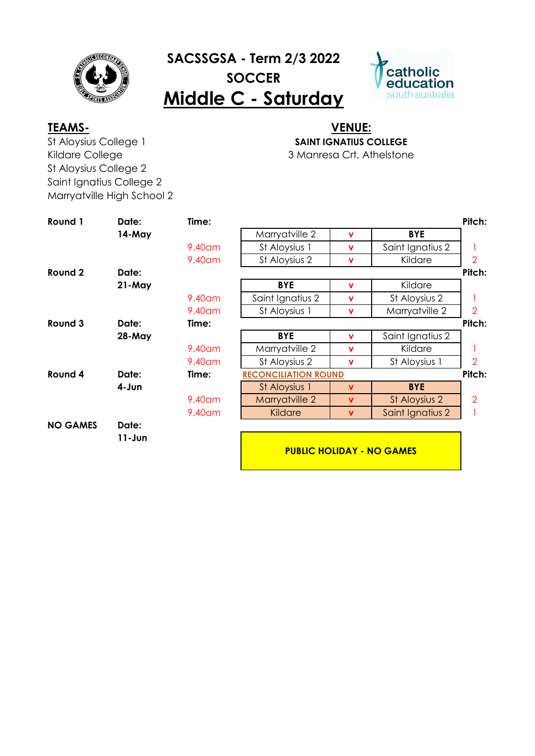# SACSSGSA - Term 2/3 2022

## SOCCER

## Middle C - Saturday

**TEAMS-**

St Aloysius College 1
Kildare College
St Aloysius College 2
Saint Ignatius College 2
Marryatville High School 2

**VENUE:**

**SAINT IGNATIUS COLLEGE**
3 Manresa Crt, Athelstone

| Round | Date | Time | Team | v | Team | Pitch |
|---|---|---|---|---|---|---|
| **Round 1** | **14-May** | | Marryatville 2 | v | **BYE** | |
| | | 9.40am | St Aloysius 1 | v | Saint Ignatius 2 | 1 |
| | | 9.40am | St Aloysius 2 | v | Kildare | 2 |
| **Round 2** | **21-May** | | **BYE** | v | Kildare | |
| | | 9.40am | Saint Ignatius 2 | v | St Aloysius 2 | 1 |
| | | 9.40am | St Aloysius 1 | v | Marryatville 2 | 2 |
| **Round 3** | **28-May** | | **BYE** | v | Saint Ignatius 2 | |
| | | 9.40am | Marryatville 2 | v | Kildare | 1 |
| | | 9.40am | St Aloysius 2 | v | St Aloysius 1 | 2 |
| **Round 4** | **4-Jun** | | **RECONCILIATION ROUND** | | | |
| | | | St Aloysius 1 | v | **BYE** | |
| | | 9.40am | Marryatville 2 | v | St Aloysius 2 | 2 |
| | | 9.40am | Kildare | v | Saint Ignatius 2 | 1 |
| **NO GAMES** | **11-Jun** | | **PUBLIC HOLIDAY - NO GAMES** | | | |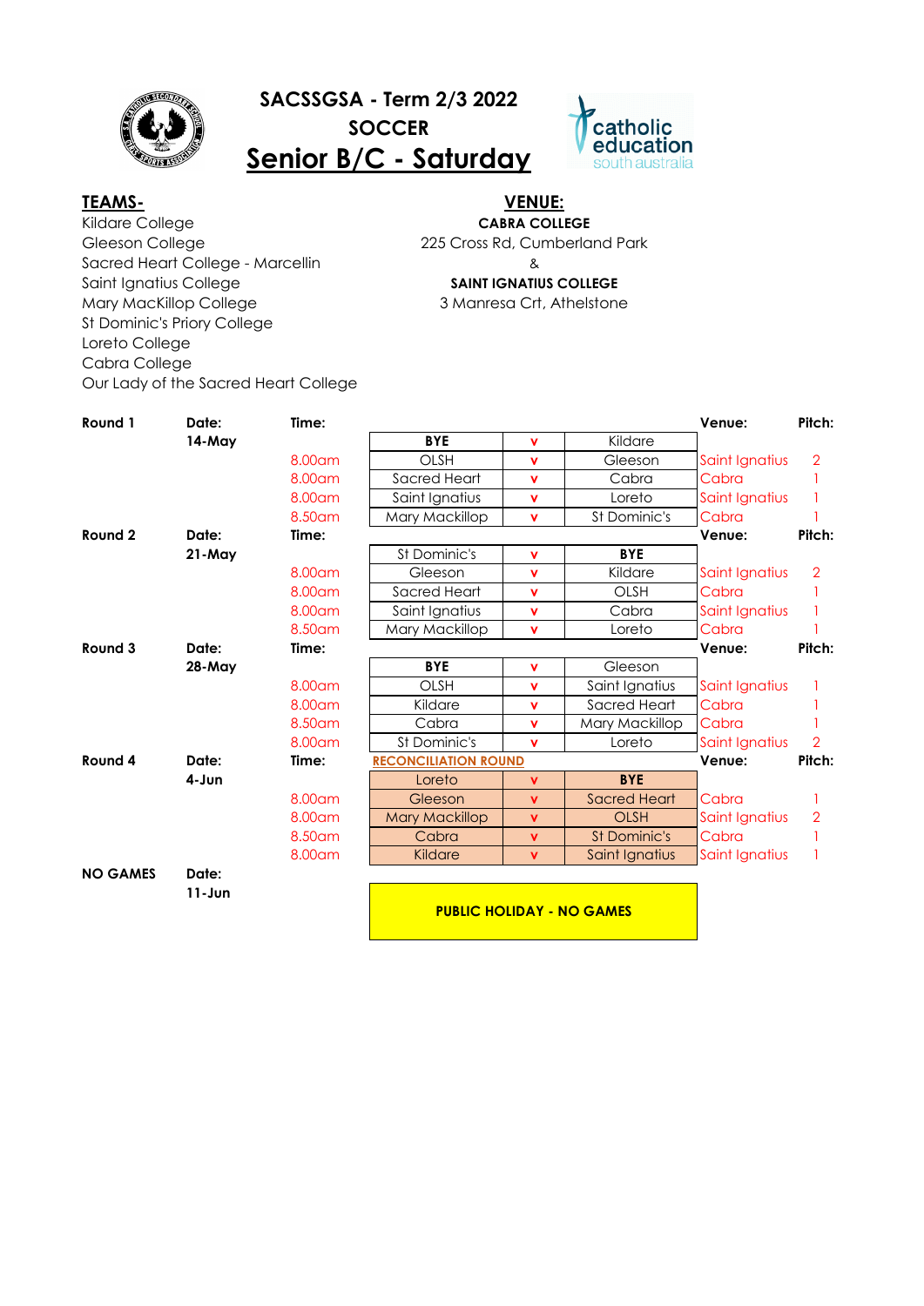# SACSSGSA - Term 2/3 2022

## SOCCER

## Senior B/C - Saturday

**TEAMS-**

Kildare College
Gleeson College
Sacred Heart College - Marcellin
Saint Ignatius College
Mary MacKillop College
St Dominic's Priory College
Loreto College
Cabra College
Our Lady of the Sacred Heart College

**VENUE:**

**CABRA COLLEGE**
225 Cross Rd, Cumberland Park
&
**SAINT IGNATIUS COLLEGE**
3 Manresa Crt, Athelstone

| | | | | | | | |
|---|---|---|---|---|---|---|---|
| **Round 1** | **Date:** | **Time:** | | | | **Venue:** | **Pitch:** |
| | **14-May** | | **BYE** | v | Kildare | | |
| | | 8.00am | OLSH | v | Gleeson | Saint Ignatius | 2 |
| | | 8.00am | Sacred Heart | v | Cabra | Cabra | 1 |
| | | 8.00am | Saint Ignatius | v | Loreto | Saint Ignatius | 1 |
| | | 8.50am | Mary Mackillop | v | St Dominic's | Cabra | 1 |
| **Round 2** | **Date:** | **Time:** | | | | **Venue:** | **Pitch:** |
| | **21-May** | | St Dominic's | v | **BYE** | | |
| | | 8.00am | Gleeson | v | Kildare | Saint Ignatius | 2 |
| | | 8.00am | Sacred Heart | v | OLSH | Cabra | 1 |
| | | 8.00am | Saint Ignatius | v | Cabra | Saint Ignatius | 1 |
| | | 8.50am | Mary Mackillop | v | Loreto | Cabra | 1 |
| **Round 3** | **Date:** | **Time:** | | | | **Venue:** | **Pitch:** |
| | **28-May** | | **BYE** | v | Gleeson | | |
| | | 8.00am | OLSH | v | Saint Ignatius | Saint Ignatius | 1 |
| | | 8.00am | Kildare | v | Sacred Heart | Cabra | 1 |
| | | 8.50am | Cabra | v | Mary Mackillop | Cabra | 1 |
| | | 8.00am | St Dominic's | v | Loreto | Saint Ignatius | 2 |
| **Round 4** | **Date:** | **Time:** | **RECONCILIATION ROUND** | | | **Venue:** | **Pitch:** |
| | **4-Jun** | | Loreto | v | **BYE** | | |
| | | 8.00am | Gleeson | v | Sacred Heart | Cabra | 1 |
| | | 8.00am | Mary Mackillop | v | OLSH | Saint Ignatius | 2 |
| | | 8.50am | Cabra | v | St Dominic's | Cabra | 1 |
| | | 8.00am | Kildare | v | Saint Ignatius | Saint Ignatius | 1 |
| **NO GAMES** | **Date:** | | | | | | |
| | **11-Jun** | | **PUBLIC HOLIDAY - NO GAMES** | | | | |